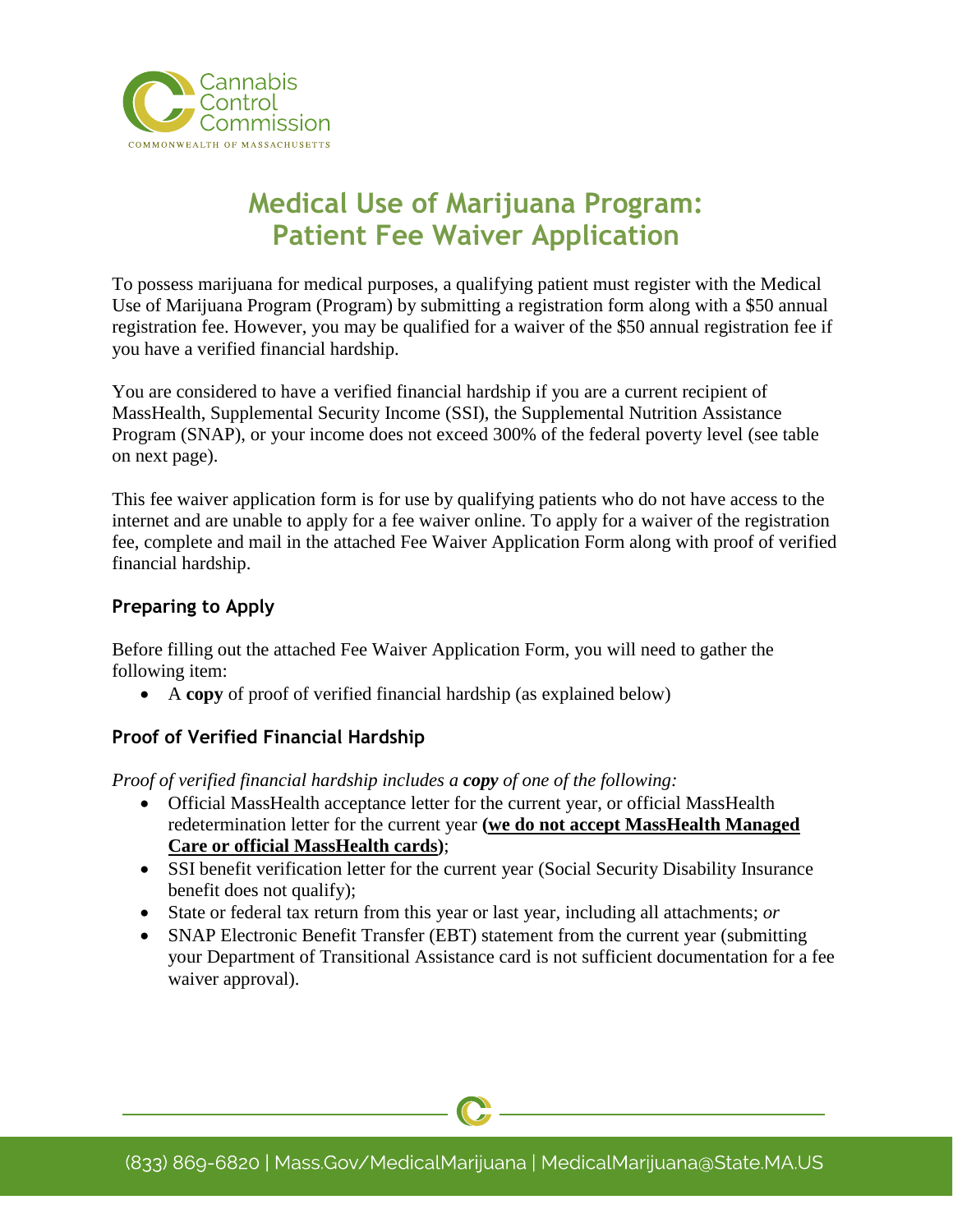# Medical Use of Marijuana Program: Patient Fee Waiver Application

To possess marijuana for medical purposes, a qualifying patient must register with the Medical Use of Marijuana Program (Program) by submitting a registration form along with a $50 annual registration fee. However, you may be qualified for a waiver of the $50 annual registration fee if you have a verified financial hardship.

You are considered to have a verified financial hardship if you are a current recipient of MassHealth, Supplemental Security Income (SSI), the Supplemental Nutrition Assistance Program (SNAP), or your income does not exceed 300% of the federal poverty level (see table on next page).

This fee waiver application form is for use by qualifying patients who do not have access to the internet and are unable to apply for a fee waiver online. To apply for a waiver of the registration fee, complete and mail in the attached Fee Waiver Application Form along with proof of verified financial hardship.

## Preparing to Apply

Before filling out the attached Fee Waiver Application Form, you will need to gather the following item:

- A **copy** of proof of verified financial hardship (as explained below)

## Proof of Verified Financial Hardship

*Proof of verified financial hardship includes a **copy** of one of the following:*

- Official MassHealth acceptance letter for the current year, or official MassHealth redetermination letter for the current year **(we do not accept MassHealth Managed Care or official MassHealth cards)**;
- SSI benefit verification letter for the current year (Social Security Disability Insurance benefit does not qualify);
- State or federal tax return from this year or last year, including all attachments; *or*
- SNAP Electronic Benefit Transfer (EBT) statement from the current year (submitting your Department of Transitional Assistance card is not sufficient documentation for a fee waiver approval).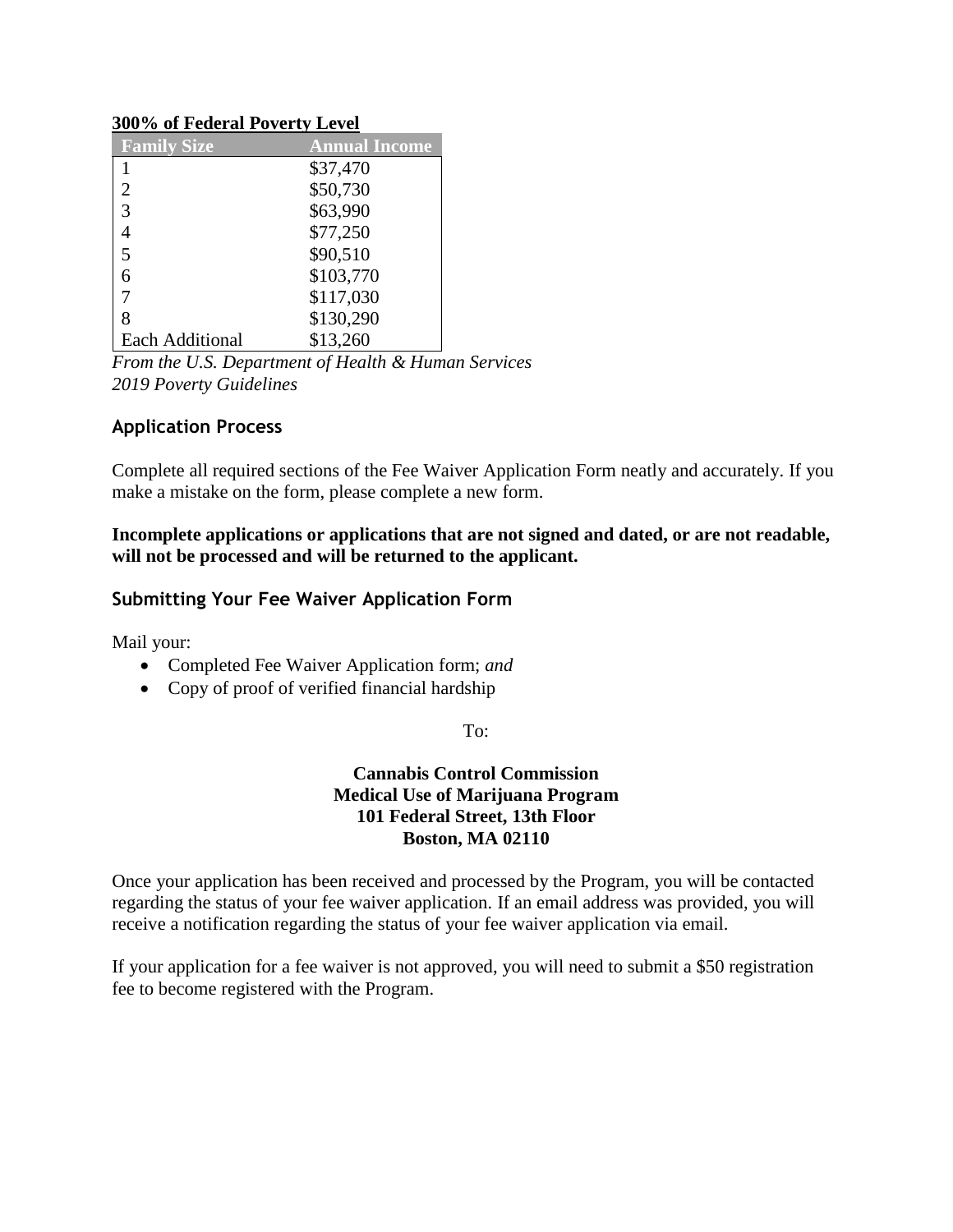**300% of Federal Poverty Level**

| Family Size | Annual Income |
|---|---|
| 1 | $37,470 |
| 2 | $50,730 |
| 3 | $63,990 |
| 4 | $77,250 |
| 5 | $90,510 |
| 6 | $103,770 |
| 7 | $117,030 |
| 8 | $130,290 |
| Each Additional | $13,260 |

*From the U.S. Department of Health & Human Services*
*2019 Poverty Guidelines*

## Application Process

Complete all required sections of the Fee Waiver Application Form neatly and accurately. If you make a mistake on the form, please complete a new form.

**Incomplete applications or applications that are not signed and dated, or are not readable, will not be processed and will be returned to the applicant.**

## Submitting Your Fee Waiver Application Form

Mail your:

- Completed Fee Waiver Application form; *and*
- Copy of proof of verified financial hardship

To:

**Cannabis Control Commission**
**Medical Use of Marijuana Program**
**101 Federal Street, 13th Floor**
**Boston, MA 02110**

Once your application has been received and processed by the Program, you will be contacted regarding the status of your fee waiver application. If an email address was provided, you will receive a notification regarding the status of your fee waiver application via email.

If your application for a fee waiver is not approved, you will need to submit a $50 registration fee to become registered with the Program.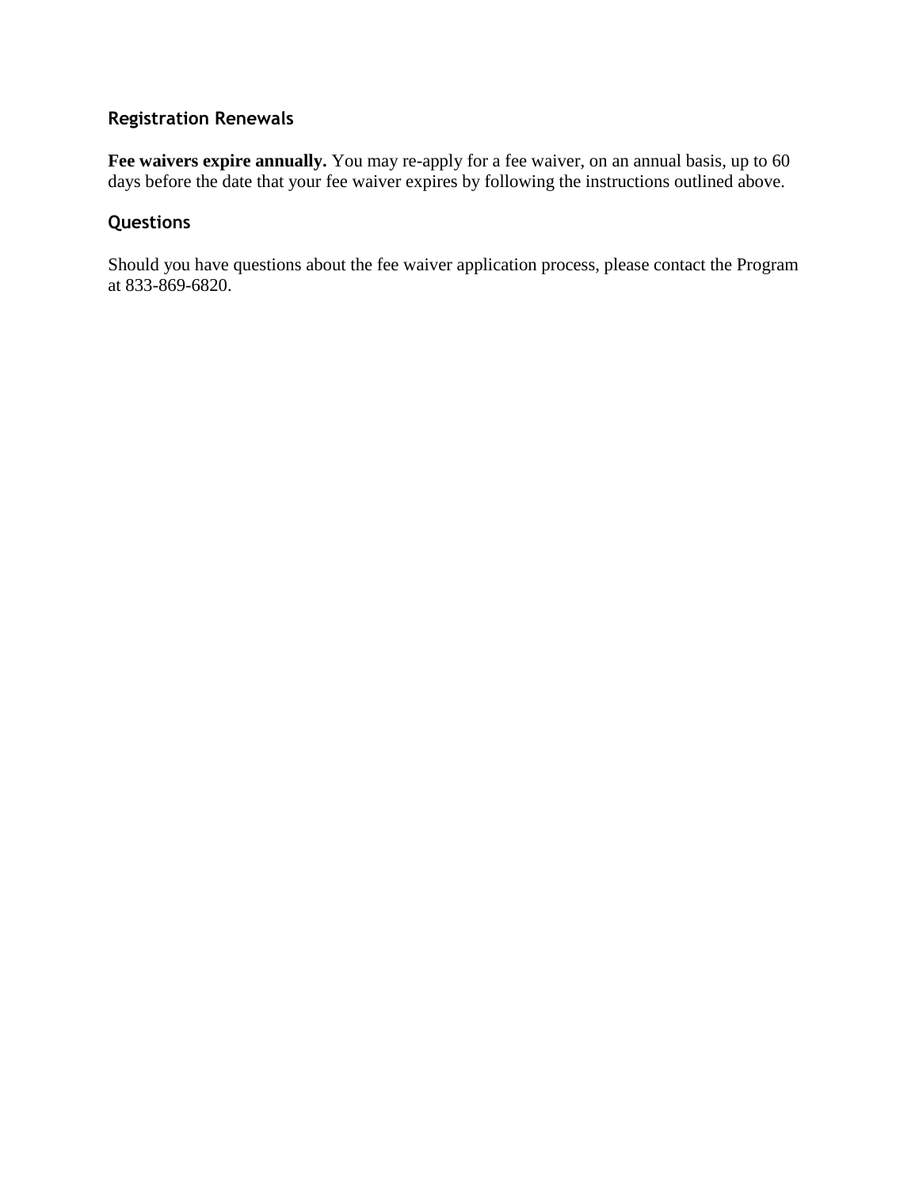## Registration Renewals

**Fee waivers expire annually.** You may re-apply for a fee waiver, on an annual basis, up to 60 days before the date that your fee waiver expires by following the instructions outlined above.

## Questions

Should you have questions about the fee waiver application process, please contact the Program at 833-869-6820.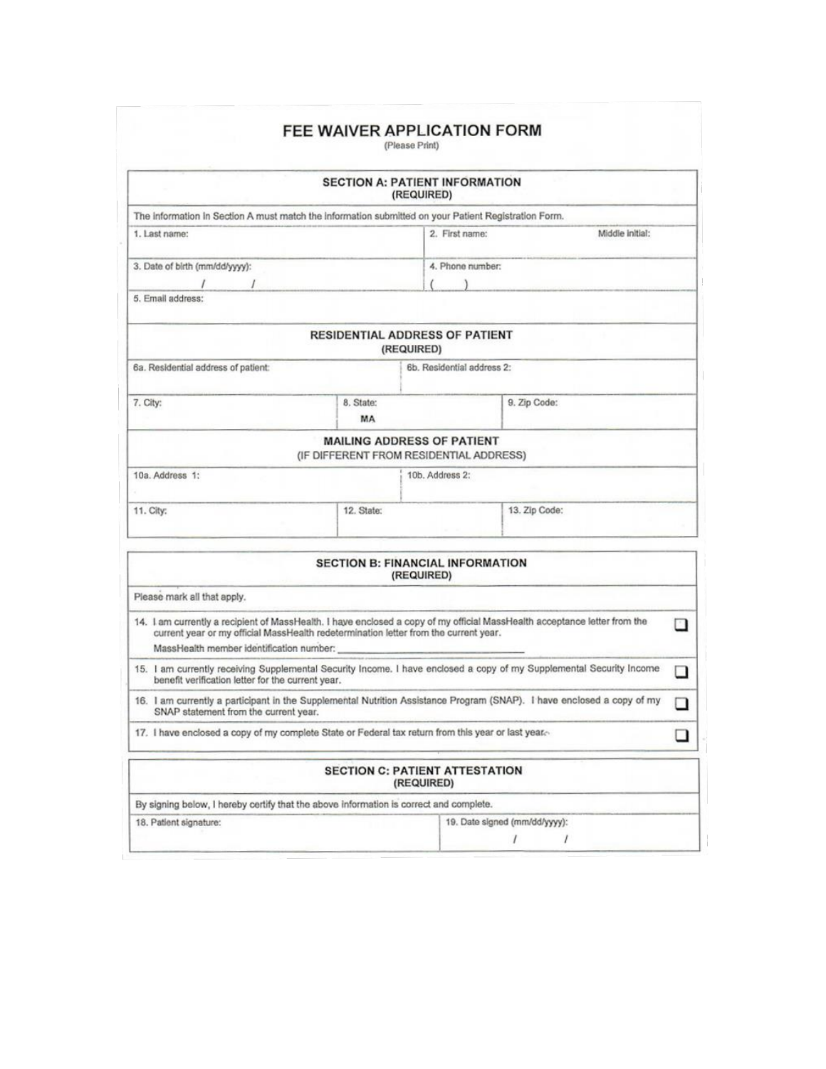# FEE WAIVER APPLICATION FORM

(Please Print)

## SECTION A: PATIENT INFORMATION
(REQUIRED)

The information in Section A must match the information submitted on your Patient Registration Form.

| | | |
|---|---|---|
| 1. Last name: | 2. First name: | Middle initial: |
| 3. Date of birth (mm/dd/yyyy): / / | 4. Phone number: ( ) | |
| 5. Email address: | | |

## RESIDENTIAL ADDRESS OF PATIENT
(REQUIRED)

| | | |
|---|---|---|
| 6a. Residential address of patient: | 6b. Residential address 2: | |
| 7. City: | 8. State: MA | 9. Zip Code: |

## MAILING ADDRESS OF PATIENT
(IF DIFFERENT FROM RESIDENTIAL ADDRESS)

| | | |
|---|---|---|
| 10a. Address 1: | 10b. Address 2: | |
| 11. City: | 12. State: | 13. Zip Code: |

## SECTION B: FINANCIAL INFORMATION
(REQUIRED)

Please mark all that apply.

| | |
|---|---|
| 14. I am currently a recipient of MassHealth. I have enclosed a copy of my official MassHealth acceptance letter from the current year or my official MassHealth redetermination letter from the current year. MassHealth member identification number: ______________________ | ☐ |
| 15. I am currently receiving Supplemental Security Income. I have enclosed a copy of my Supplemental Security Income benefit verification letter for the current year. | ☐ |
| 16. I am currently a participant in the Supplemental Nutrition Assistance Program (SNAP). I have enclosed a copy of my SNAP statement from the current year. | ☐ |
| 17. I have enclosed a copy of my complete State or Federal tax return from this year or last year. | ☐ |

## SECTION C: PATIENT ATTESTATION
(REQUIRED)

By signing below, I hereby certify that the above information is correct and complete.

| | |
|---|---|
| 18. Patient signature: | 19. Date signed (mm/dd/yyyy): / / |